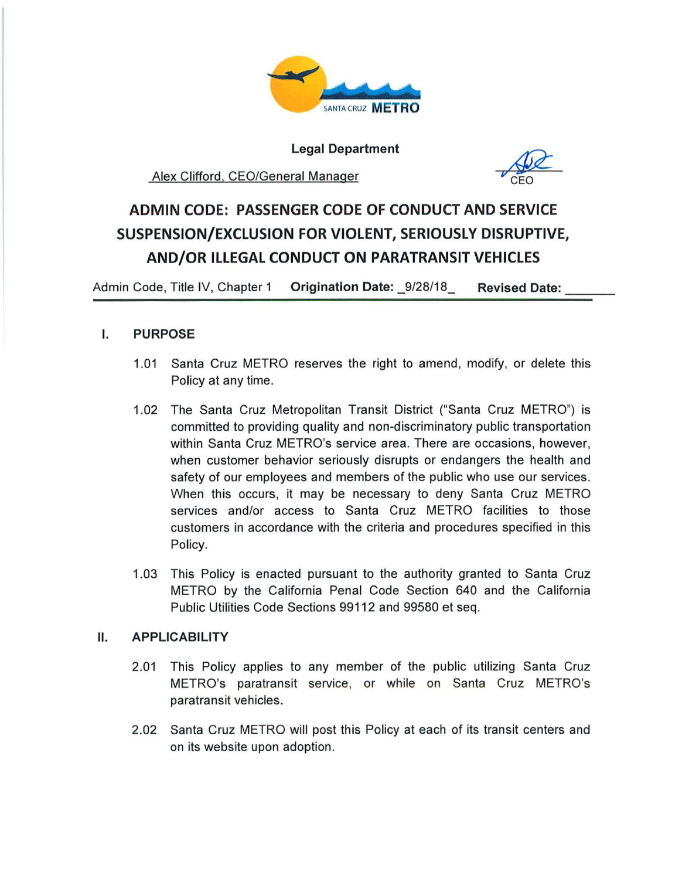SANTA CRUZ **METRO**

**Legal Department**

Alex Clifford, CEO/General Manager

CEO

# ADMIN CODE: PASSENGER CODE OF CONDUCT AND SERVICE SUSPENSION/EXCLUSION FOR VIOLENT, SERIOUSLY DISRUPTIVE, AND/OR ILLEGAL CONDUCT ON PARATRANSIT VEHICLES

Admin Code, Title IV, Chapter 1 **Origination Date:** _9/28/18_ **Revised Date:** _______

## I. PURPOSE

1.01 Santa Cruz METRO reserves the right to amend, modify, or delete this Policy at any time.

1.02 The Santa Cruz Metropolitan Transit District ("Santa Cruz METRO") is committed to providing quality and non-discriminatory public transportation within Santa Cruz METRO's service area. There are occasions, however, when customer behavior seriously disrupts or endangers the health and safety of our employees and members of the public who use our services. When this occurs, it may be necessary to deny Santa Cruz METRO services and/or access to Santa Cruz METRO facilities to those customers in accordance with the criteria and procedures specified in this Policy.

1.03 This Policy is enacted pursuant to the authority granted to Santa Cruz METRO by the California Penal Code Section 640 and the California Public Utilities Code Sections 99112 and 99580 et seq.

## II. APPLICABILITY

2.01 This Policy applies to any member of the public utilizing Santa Cruz METRO's paratransit service, or while on Santa Cruz METRO's paratransit vehicles.

2.02 Santa Cruz METRO will post this Policy at each of its transit centers and on its website upon adoption.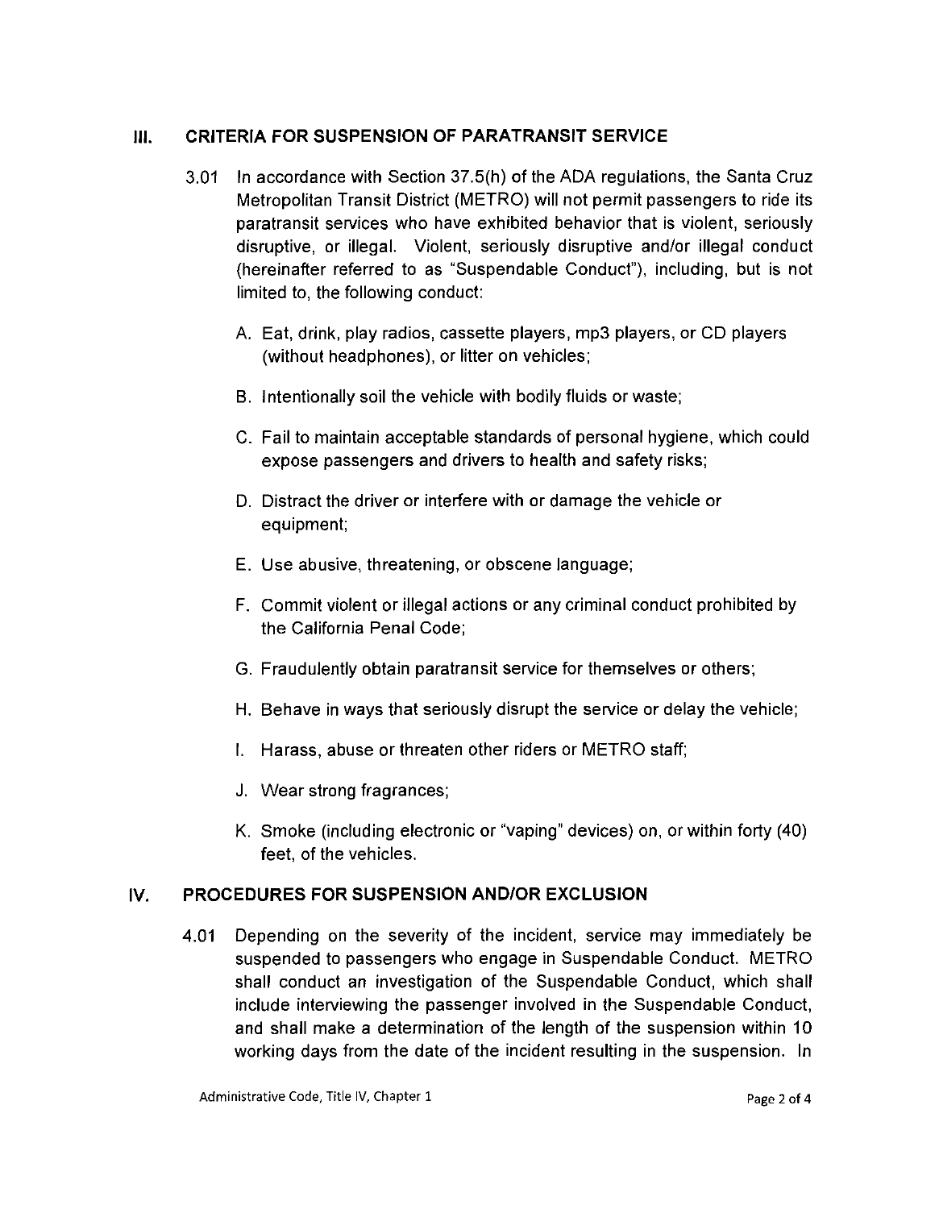## III. CRITERIA FOR SUSPENSION OF PARATRANSIT SERVICE

3.01 In accordance with Section 37.5(h) of the ADA regulations, the Santa Cruz Metropolitan Transit District (METRO) will not permit passengers to ride its paratransit services who have exhibited behavior that is violent, seriously disruptive, or illegal. Violent, seriously disruptive and/or illegal conduct (hereinafter referred to as "Suspendable Conduct"), including, but is not limited to, the following conduct:

A. Eat, drink, play radios, cassette players, mp3 players, or CD players (without headphones), or litter on vehicles;

B. Intentionally soil the vehicle with bodily fluids or waste;

C. Fail to maintain acceptable standards of personal hygiene, which could expose passengers and drivers to health and safety risks;

D. Distract the driver or interfere with or damage the vehicle or equipment;

E. Use abusive, threatening, or obscene language;

F. Commit violent or illegal actions or any criminal conduct prohibited by the California Penal Code;

G. Fraudulently obtain paratransit service for themselves or others;

H. Behave in ways that seriously disrupt the service or delay the vehicle;

I. Harass, abuse or threaten other riders or METRO staff;

J. Wear strong fragrances;

K. Smoke (including electronic or "vaping" devices) on, or within forty (40) feet, of the vehicles.

## IV. PROCEDURES FOR SUSPENSION AND/OR EXCLUSION

4.01 Depending on the severity of the incident, service may immediately be suspended to passengers who engage in Suspendable Conduct. METRO shall conduct an investigation of the Suspendable Conduct, which shall include interviewing the passenger involved in the Suspendable Conduct, and shall make a determination of the length of the suspension within 10 working days from the date of the incident resulting in the suspension. In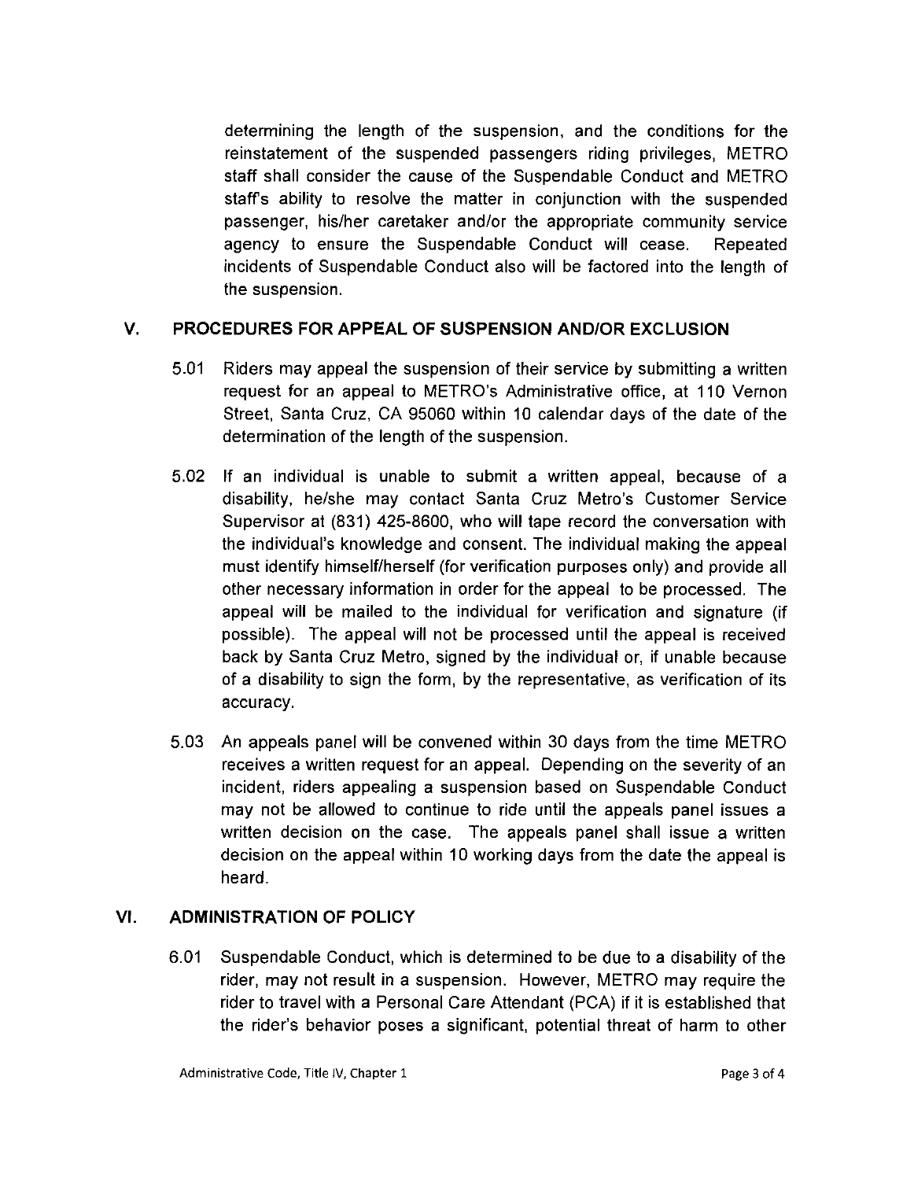determining the length of the suspension, and the conditions for the reinstatement of the suspended passengers riding privileges, METRO staff shall consider the cause of the Suspendable Conduct and METRO staff's ability to resolve the matter in conjunction with the suspended passenger, his/her caretaker and/or the appropriate community service agency to ensure the Suspendable Conduct will cease. Repeated incidents of Suspendable Conduct also will be factored into the length of the suspension.

## V. PROCEDURES FOR APPEAL OF SUSPENSION AND/OR EXCLUSION

5.01 Riders may appeal the suspension of their service by submitting a written request for an appeal to METRO's Administrative office, at 110 Vernon Street, Santa Cruz, CA 95060 within 10 calendar days of the date of the determination of the length of the suspension.

5.02 If an individual is unable to submit a written appeal, because of a disability, he/she may contact Santa Cruz Metro's Customer Service Supervisor at (831) 425-8600, who will tape record the conversation with the individual's knowledge and consent. The individual making the appeal must identify himself/herself (for verification purposes only) and provide all other necessary information in order for the appeal to be processed. The appeal will be mailed to the individual for verification and signature (if possible). The appeal will not be processed until the appeal is received back by Santa Cruz Metro, signed by the individual or, if unable because of a disability to sign the form, by the representative, as verification of its accuracy.

5.03 An appeals panel will be convened within 30 days from the time METRO receives a written request for an appeal. Depending on the severity of an incident, riders appealing a suspension based on Suspendable Conduct may not be allowed to continue to ride until the appeals panel issues a written decision on the case. The appeals panel shall issue a written decision on the appeal within 10 working days from the date the appeal is heard.

## VI. ADMINISTRATION OF POLICY

6.01 Suspendable Conduct, which is determined to be due to a disability of the rider, may not result in a suspension. However, METRO may require the rider to travel with a Personal Care Attendant (PCA) if it is established that the rider's behavior poses a significant, potential threat of harm to other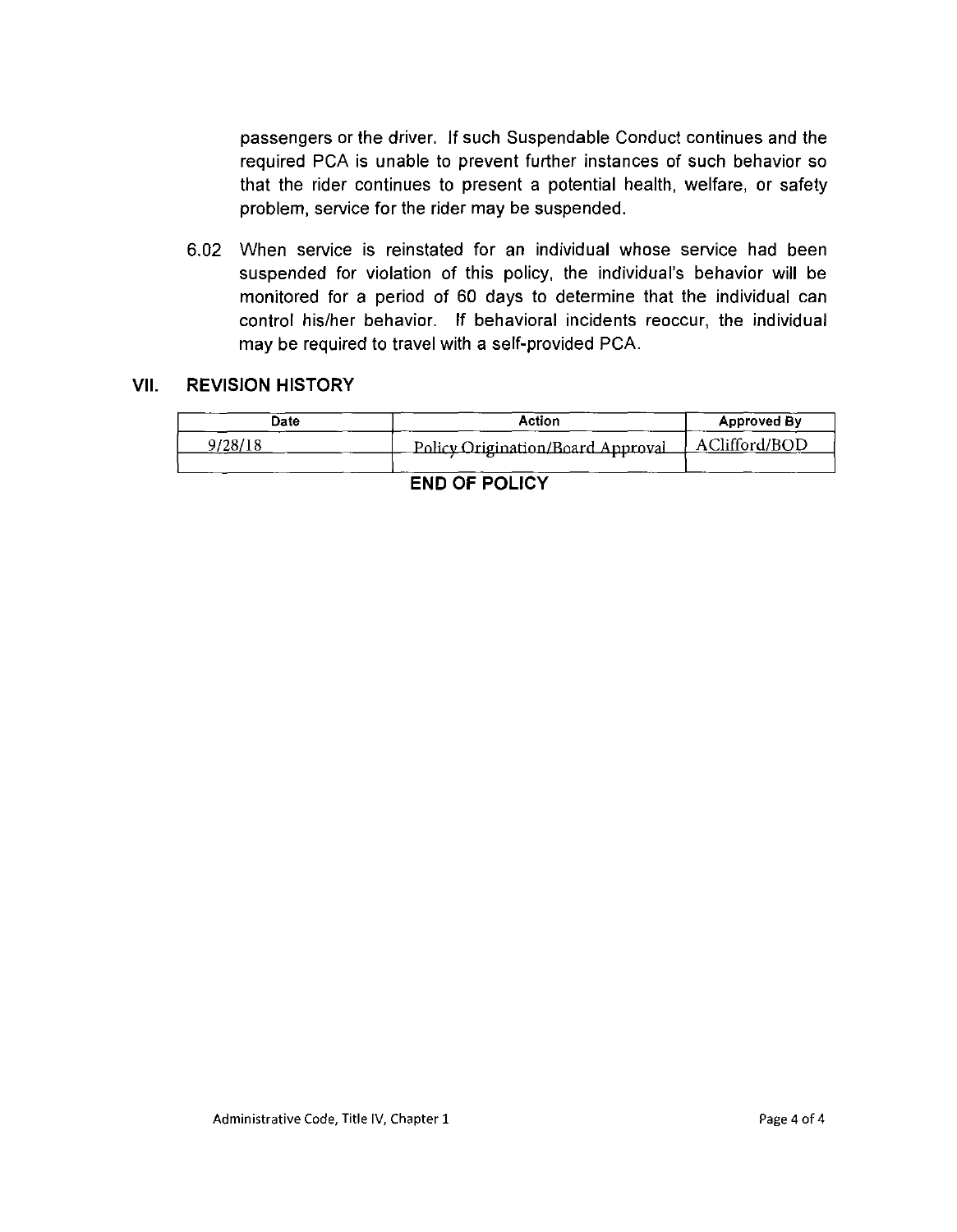passengers or the driver. If such Suspendable Conduct continues and the required PCA is unable to prevent further instances of such behavior so that the rider continues to present a potential health, welfare, or safety problem, service for the rider may be suspended.

6.02 When service is reinstated for an individual whose service had been suspended for violation of this policy, the individual's behavior will be monitored for a period of 60 days to determine that the individual can control his/her behavior. If behavioral incidents reoccur, the individual may be required to travel with a self-provided PCA.

## VII. REVISION HISTORY

| Date | Action | Approved By |
|---|---|---|
| 9/28/18 | Policy Origination/Board Approval | AClifford/BOD |
| | | |

**END OF POLICY**